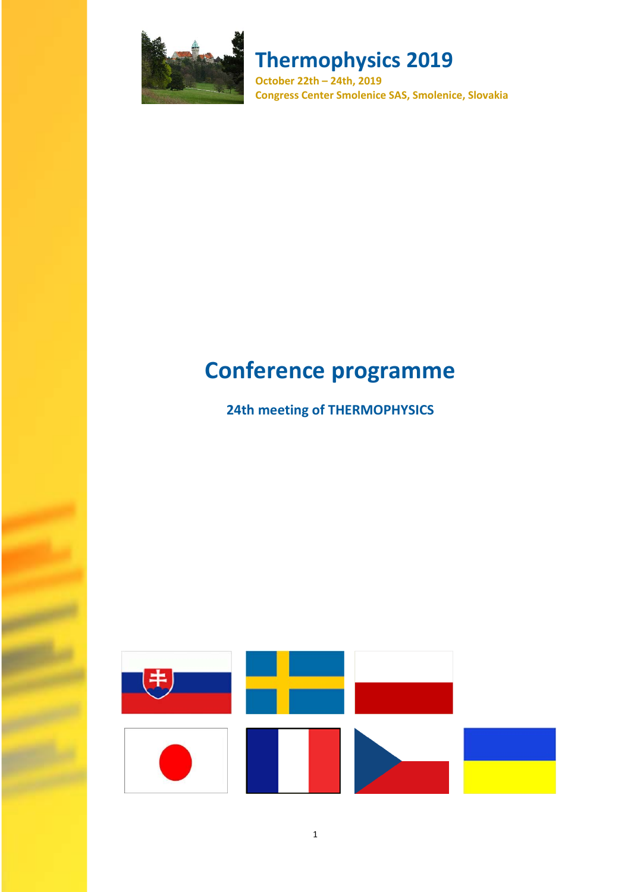# Thermophysics 2019

**October 22th – 24th, 2019**

**Congress Center Smolenice SAS, Smolenice, Slovakia**

# Conference programme

### 24th meeting of THERMOPHYSICS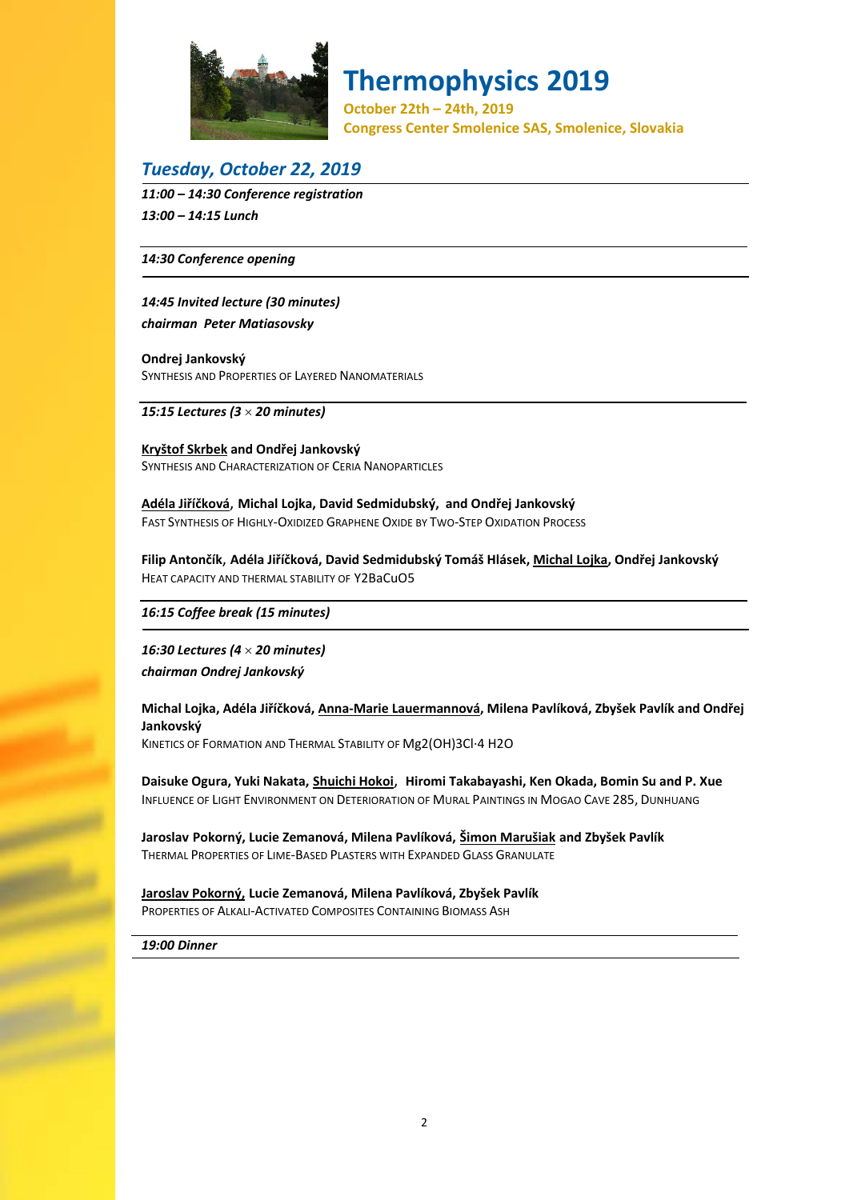# Thermophysics 2019

**October 22th – 24th, 2019**
**Congress Center Smolenice SAS, Smolenice, Slovakia**

## *Tuesday, October 22, 2019*

***11:00 – 14:30 Conference registration***

***13:00 – 14:15 Lunch***

***14:30 Conference opening***

***14:45 Invited lecture (30 minutes)***

***chairman Peter Matiasovsky***

**Ondrej Jankovský**
SYNTHESIS AND PROPERTIES OF LAYERED NANOMATERIALS

***15:15 Lectures (3 × 20 minutes)***

**Kryštof Skrbek and Ondřej Jankovský**
SYNTHESIS AND CHARACTERIZATION OF CERIA NANOPARTICLES

**Adéla Jiříčková, Michal Lojka, David Sedmidubský, and Ondřej Jankovský**
FAST SYNTHESIS OF HIGHLY-OXIDIZED GRAPHENE OXIDE BY TWO-STEP OXIDATION PROCESS

**Filip Antončík, Adéla Jiříčková, David Sedmidubský Tomáš Hlásek, Michal Lojka, Ondřej Jankovský**
HEAT CAPACITY AND THERMAL STABILITY OF $Y_2BaCuO_5$

***16:15 Coffee break (15 minutes)***

***16:30 Lectures (4 × 20 minutes)***

***chairman Ondrej Jankovský***

**Michal Lojka, Adéla Jiříčková, Anna-Marie Lauermannová, Milena Pavlíková, Zbyšek Pavlík and Ondřej Jankovský**
KINETICS OF FORMATION AND THERMAL STABILITY OF $Mg_2(OH)_3Cl \cdot 4\ H_2O$

**Daisuke Ogura, Yuki Nakata, Shuichi Hokoi, Hiromi Takabayashi, Ken Okada, Bomin Su and P. Xue**
INFLUENCE OF LIGHT ENVIRONMENT ON DETERIORATION OF MURAL PAINTINGS IN MOGAO CAVE 285, DUNHUANG

**Jaroslav Pokorný, Lucie Zemanová, Milena Pavlíková, Šimon Marušiak and Zbyšek Pavlík**
THERMAL PROPERTIES OF LIME-BASED PLASTERS WITH EXPANDED GLASS GRANULATE

**Jaroslav Pokorný, Lucie Zemanová, Milena Pavlíková, Zbyšek Pavlík**
PROPERTIES OF ALKALI-ACTIVATED COMPOSITES CONTAINING BIOMASS ASH

***19:00 Dinner***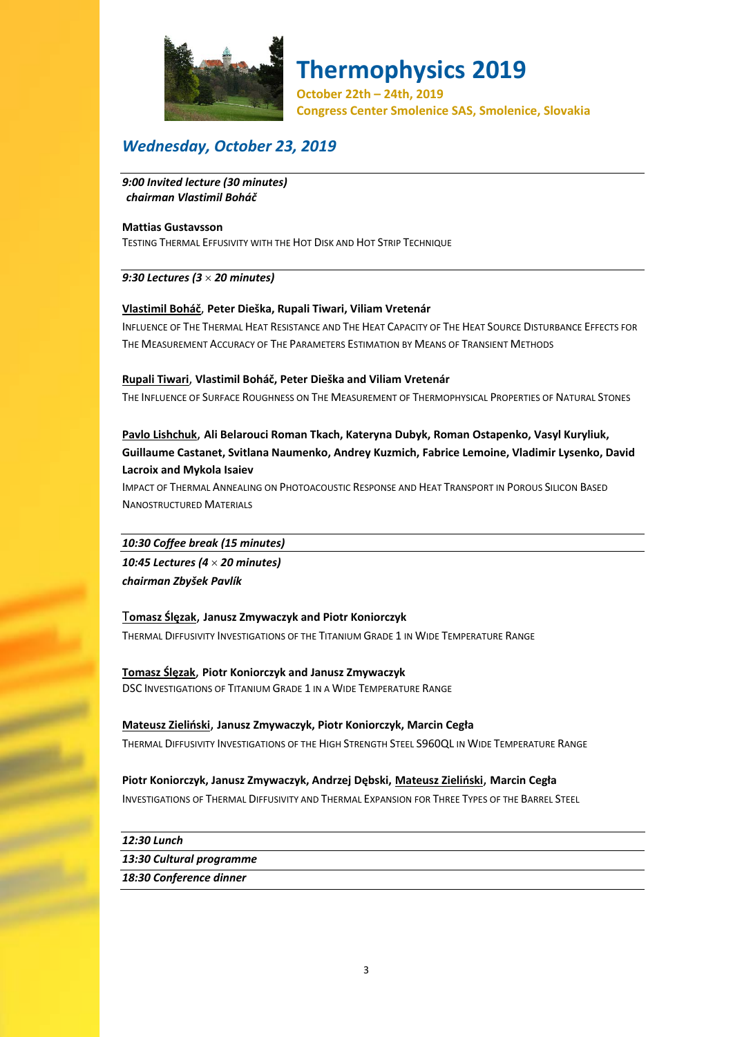# Thermophysics 2019

**October 22th – 24th, 2019**
**Congress Center Smolenice SAS, Smolenice, Slovakia**

## *Wednesday, October 23, 2019*

***9:00 Invited lecture (30 minutes)***
***chairman Vlastimil Boháč***

**Mattias Gustavsson**
TESTING THERMAL EFFUSIVITY WITH THE HOT DISK AND HOT STRIP TECHNIQUE

***9:30 Lectures (3 × 20 minutes)***

**Vlastimil Boháč, Peter Dieška, Rupali Tiwari, Viliam Vretenár**
INFLUENCE OF THE THERMAL HEAT RESISTANCE AND THE HEAT CAPACITY OF THE HEAT SOURCE DISTURBANCE EFFECTS FOR THE MEASUREMENT ACCURACY OF THE PARAMETERS ESTIMATION BY MEANS OF TRANSIENT METHODS

**Rupali Tiwari, Vlastimil Boháč, Peter Dieška and Viliam Vretenár**
THE INFLUENCE OF SURFACE ROUGHNESS ON THE MEASUREMENT OF THERMOPHYSICAL PROPERTIES OF NATURAL STONES

**Pavlo Lishchuk, Ali Belarouci Roman Tkach, Kateryna Dubyk, Roman Ostapenko, Vasyl Kuryliuk, Guillaume Castanet, Svitlana Naumenko, Andrey Kuzmich, Fabrice Lemoine, Vladimir Lysenko, David Lacroix and Mykola Isaiev**
IMPACT OF THERMAL ANNEALING ON PHOTOACOUSTIC RESPONSE AND HEAT TRANSPORT IN POROUS SILICON BASED NANOSTRUCTURED MATERIALS

***10:30 Coffee break (15 minutes)***

***10:45 Lectures (4 × 20 minutes)***
***chairman Zbyšek Pavlík***

**Tomasz Ślęzak, Janusz Zmywaczyk and Piotr Koniorczyk**
THERMAL DIFFUSIVITY INVESTIGATIONS OF THE TITANIUM GRADE 1 IN WIDE TEMPERATURE RANGE

**Tomasz Ślęzak, Piotr Koniorczyk and Janusz Zmywaczyk**
DSC INVESTIGATIONS OF TITANIUM GRADE 1 IN A WIDE TEMPERATURE RANGE

**Mateusz Zieliński, Janusz Zmywaczyk, Piotr Koniorczyk, Marcin Cegła**
THERMAL DIFFUSIVITY INVESTIGATIONS OF THE HIGH STRENGTH STEEL S960QL IN WIDE TEMPERATURE RANGE

**Piotr Koniorczyk, Janusz Zmywaczyk, Andrzej Dębski, Mateusz Zieliński, Marcin Cegła**
INVESTIGATIONS OF THERMAL DIFFUSIVITY AND THERMAL EXPANSION FOR THREE TYPES OF THE BARREL STEEL

***12:30 Lunch***

***13:30 Cultural programme***

***18:30 Conference dinner***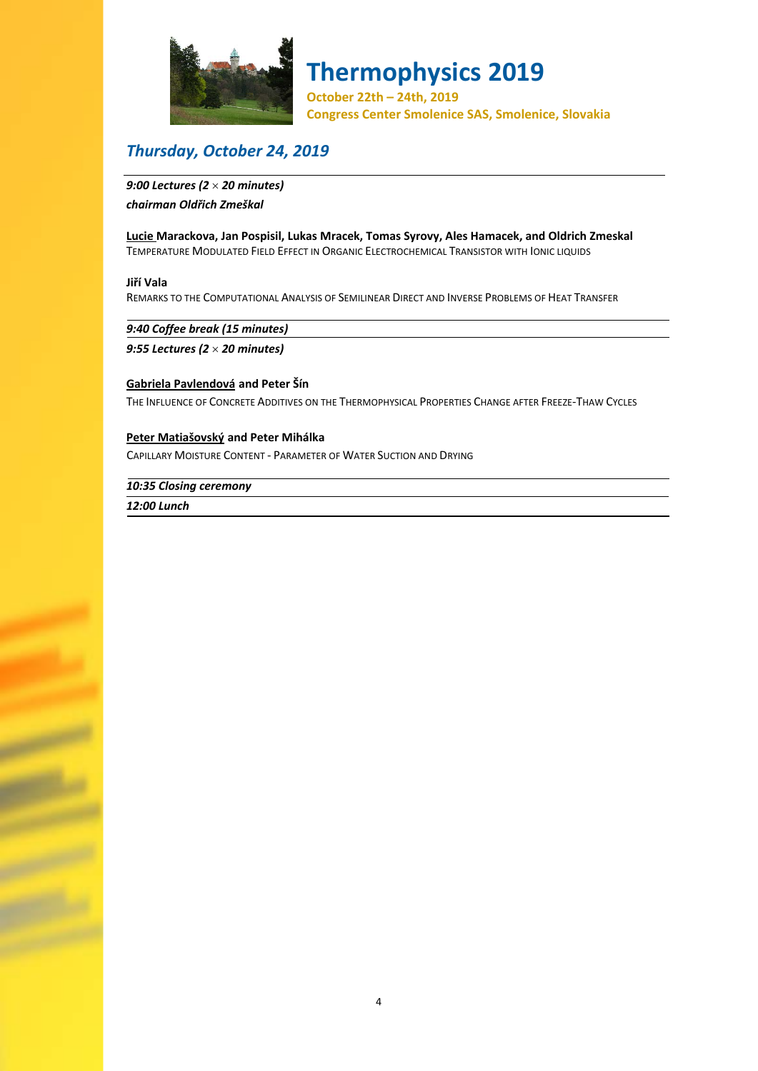# Thermophysics 2019

**October 22th – 24th, 2019**
**Congress Center Smolenice SAS, Smolenice, Slovakia**

## *Thursday, October 24, 2019*

***9:00 Lectures (2 × 20 minutes)***
***chairman Oldřich Zmeškal***

**Lucie Marackova, Jan Pospisil, Lukas Mracek, Tomas Syrovy, Ales Hamacek, and Oldrich Zmeskal**
TEMPERATURE MODULATED FIELD EFFECT IN ORGANIC ELECTROCHEMICAL TRANSISTOR WITH IONIC LIQUIDS

**Jiří Vala**
REMARKS TO THE COMPUTATIONAL ANALYSIS OF SEMILINEAR DIRECT AND INVERSE PROBLEMS OF HEAT TRANSFER

***9:40 Coffee break (15 minutes)***

***9:55 Lectures (2 × 20 minutes)***

**Gabriela Pavlendová and Peter Šín**
THE INFLUENCE OF CONCRETE ADDITIVES ON THE THERMOPHYSICAL PROPERTIES CHANGE AFTER FREEZE-THAW CYCLES

**Peter Matiašovský and Peter Mihálka**
CAPILLARY MOISTURE CONTENT - PARAMETER OF WATER SUCTION AND DRYING

***10:35 Closing ceremony***

***12:00 Lunch***